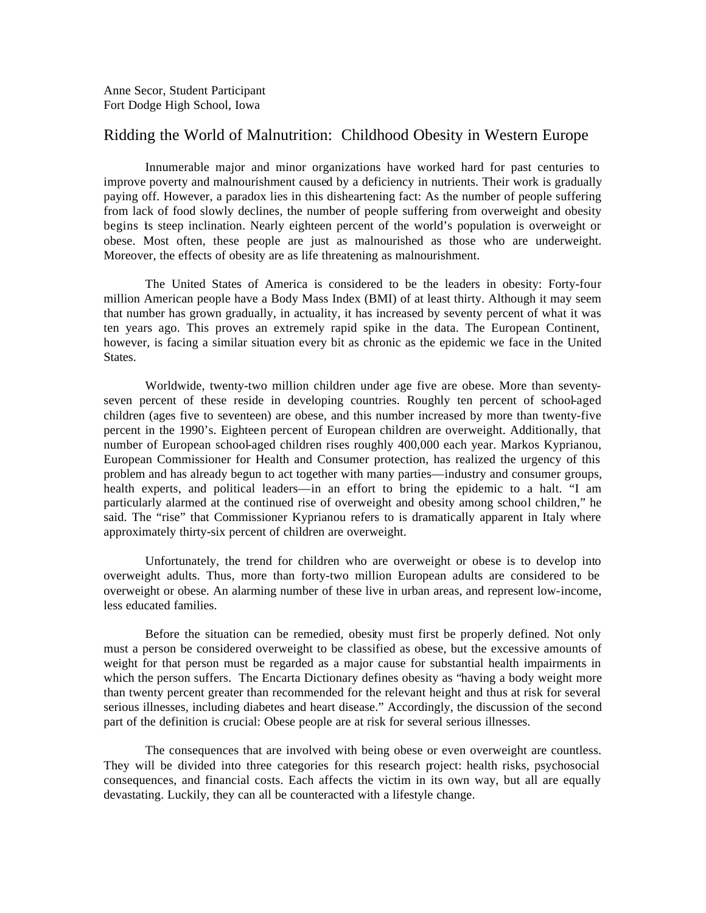Anne Secor, Student Participant
Fort Dodge High School, Iowa

# Ridding the World of Malnutrition: Childhood Obesity in Western Europe

Innumerable major and minor organizations have worked hard for past centuries to improve poverty and malnourishment caused by a deficiency in nutrients. Their work is gradually paying off. However, a paradox lies in this disheartening fact: As the number of people suffering from lack of food slowly declines, the number of people suffering from overweight and obesity begins its steep inclination. Nearly eighteen percent of the world's population is overweight or obese. Most often, these people are just as malnourished as those who are underweight. Moreover, the effects of obesity are as life threatening as malnourishment.

The United States of America is considered to be the leaders in obesity: Forty-four million American people have a Body Mass Index (BMI) of at least thirty. Although it may seem that number has grown gradually, in actuality, it has increased by seventy percent of what it was ten years ago. This proves an extremely rapid spike in the data. The European Continent, however, is facing a similar situation every bit as chronic as the epidemic we face in the United States.

Worldwide, twenty-two million children under age five are obese. More than seventy-seven percent of these reside in developing countries. Roughly ten percent of school-aged children (ages five to seventeen) are obese, and this number increased by more than twenty-five percent in the 1990's. Eighteen percent of European children are overweight. Additionally, that number of European school-aged children rises roughly 400,000 each year. Markos Kyprianou, European Commissioner for Health and Consumer protection, has realized the urgency of this problem and has already begun to act together with many parties—industry and consumer groups, health experts, and political leaders—in an effort to bring the epidemic to a halt. "I am particularly alarmed at the continued rise of overweight and obesity among school children," he said. The "rise" that Commissioner Kyprianou refers to is dramatically apparent in Italy where approximately thirty-six percent of children are overweight.

Unfortunately, the trend for children who are overweight or obese is to develop into overweight adults. Thus, more than forty-two million European adults are considered to be overweight or obese. An alarming number of these live in urban areas, and represent low-income, less educated families.

Before the situation can be remedied, obesity must first be properly defined. Not only must a person be considered overweight to be classified as obese, but the excessive amounts of weight for that person must be regarded as a major cause for substantial health impairments in which the person suffers. The Encarta Dictionary defines obesity as "having a body weight more than twenty percent greater than recommended for the relevant height and thus at risk for several serious illnesses, including diabetes and heart disease." Accordingly, the discussion of the second part of the definition is crucial: Obese people are at risk for several serious illnesses.

The consequences that are involved with being obese or even overweight are countless. They will be divided into three categories for this research project: health risks, psychosocial consequences, and financial costs. Each affects the victim in its own way, but all are equally devastating. Luckily, they can all be counteracted with a lifestyle change.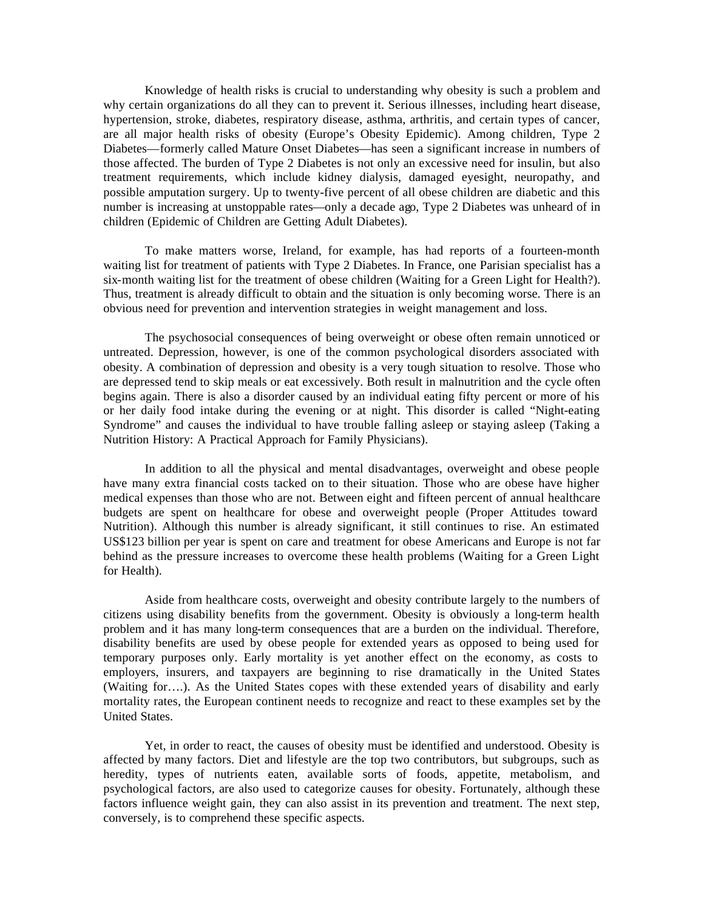Knowledge of health risks is crucial to understanding why obesity is such a problem and why certain organizations do all they can to prevent it. Serious illnesses, including heart disease, hypertension, stroke, diabetes, respiratory disease, asthma, arthritis, and certain types of cancer, are all major health risks of obesity (Europe's Obesity Epidemic). Among children, Type 2 Diabetes—formerly called Mature Onset Diabetes—has seen a significant increase in numbers of those affected. The burden of Type 2 Diabetes is not only an excessive need for insulin, but also treatment requirements, which include kidney dialysis, damaged eyesight, neuropathy, and possible amputation surgery. Up to twenty-five percent of all obese children are diabetic and this number is increasing at unstoppable rates—only a decade ago, Type 2 Diabetes was unheard of in children (Epidemic of Children are Getting Adult Diabetes).

To make matters worse, Ireland, for example, has had reports of a fourteen-month waiting list for treatment of patients with Type 2 Diabetes. In France, one Parisian specialist has a six-month waiting list for the treatment of obese children (Waiting for a Green Light for Health?). Thus, treatment is already difficult to obtain and the situation is only becoming worse. There is an obvious need for prevention and intervention strategies in weight management and loss.

The psychosocial consequences of being overweight or obese often remain unnoticed or untreated. Depression, however, is one of the common psychological disorders associated with obesity. A combination of depression and obesity is a very tough situation to resolve. Those who are depressed tend to skip meals or eat excessively. Both result in malnutrition and the cycle often begins again. There is also a disorder caused by an individual eating fifty percent or more of his or her daily food intake during the evening or at night. This disorder is called "Night-eating Syndrome" and causes the individual to have trouble falling asleep or staying asleep (Taking a Nutrition History: A Practical Approach for Family Physicians).

In addition to all the physical and mental disadvantages, overweight and obese people have many extra financial costs tacked on to their situation. Those who are obese have higher medical expenses than those who are not. Between eight and fifteen percent of annual healthcare budgets are spent on healthcare for obese and overweight people (Proper Attitudes toward Nutrition). Although this number is already significant, it still continues to rise. An estimated US$123 billion per year is spent on care and treatment for obese Americans and Europe is not far behind as the pressure increases to overcome these health problems (Waiting for a Green Light for Health).

Aside from healthcare costs, overweight and obesity contribute largely to the numbers of citizens using disability benefits from the government. Obesity is obviously a long-term health problem and it has many long-term consequences that are a burden on the individual. Therefore, disability benefits are used by obese people for extended years as opposed to being used for temporary purposes only. Early mortality is yet another effect on the economy, as costs to employers, insurers, and taxpayers are beginning to rise dramatically in the United States (Waiting for….). As the United States copes with these extended years of disability and early mortality rates, the European continent needs to recognize and react to these examples set by the United States.

Yet, in order to react, the causes of obesity must be identified and understood. Obesity is affected by many factors. Diet and lifestyle are the top two contributors, but subgroups, such as heredity, types of nutrients eaten, available sorts of foods, appetite, metabolism, and psychological factors, are also used to categorize causes for obesity. Fortunately, although these factors influence weight gain, they can also assist in its prevention and treatment. The next step, conversely, is to comprehend these specific aspects.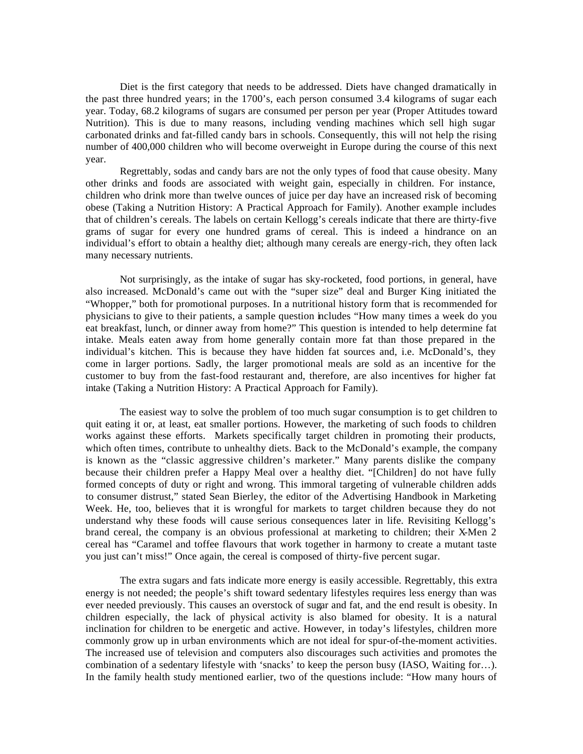Diet is the first category that needs to be addressed. Diets have changed dramatically in the past three hundred years; in the 1700's, each person consumed 3.4 kilograms of sugar each year. Today, 68.2 kilograms of sugars are consumed per person per year (Proper Attitudes toward Nutrition). This is due to many reasons, including vending machines which sell high sugar carbonated drinks and fat-filled candy bars in schools. Consequently, this will not help the rising number of 400,000 children who will become overweight in Europe during the course of this next year.

Regrettably, sodas and candy bars are not the only types of food that cause obesity. Many other drinks and foods are associated with weight gain, especially in children. For instance, children who drink more than twelve ounces of juice per day have an increased risk of becoming obese (Taking a Nutrition History: A Practical Approach for Family). Another example includes that of children's cereals. The labels on certain Kellogg's cereals indicate that there are thirty-five grams of sugar for every one hundred grams of cereal. This is indeed a hindrance on an individual's effort to obtain a healthy diet; although many cereals are energy-rich, they often lack many necessary nutrients.

Not surprisingly, as the intake of sugar has sky-rocketed, food portions, in general, have also increased. McDonald's came out with the "super size" deal and Burger King initiated the "Whopper," both for promotional purposes. In a nutritional history form that is recommended for physicians to give to their patients, a sample question includes "How many times a week do you eat breakfast, lunch, or dinner away from home?" This question is intended to help determine fat intake. Meals eaten away from home generally contain more fat than those prepared in the individual's kitchen. This is because they have hidden fat sources and, i.e. McDonald's, they come in larger portions. Sadly, the larger promotional meals are sold as an incentive for the customer to buy from the fast-food restaurant and, therefore, are also incentives for higher fat intake (Taking a Nutrition History: A Practical Approach for Family).

The easiest way to solve the problem of too much sugar consumption is to get children to quit eating it or, at least, eat smaller portions. However, the marketing of such foods to children works against these efforts. Markets specifically target children in promoting their products, which often times, contribute to unhealthy diets. Back to the McDonald's example, the company is known as the "classic aggressive children's marketer." Many parents dislike the company because their children prefer a Happy Meal over a healthy diet. "[Children] do not have fully formed concepts of duty or right and wrong. This immoral targeting of vulnerable children adds to consumer distrust," stated Sean Bierley, the editor of the Advertising Handbook in Marketing Week. He, too, believes that it is wrongful for markets to target children because they do not understand why these foods will cause serious consequences later in life. Revisiting Kellogg's brand cereal, the company is an obvious professional at marketing to children; their X-Men 2 cereal has "Caramel and toffee flavours that work together in harmony to create a mutant taste you just can't miss!" Once again, the cereal is composed of thirty-five percent sugar.

The extra sugars and fats indicate more energy is easily accessible. Regrettably, this extra energy is not needed; the people's shift toward sedentary lifestyles requires less energy than was ever needed previously. This causes an overstock of sugar and fat, and the end result is obesity. In children especially, the lack of physical activity is also blamed for obesity. It is a natural inclination for children to be energetic and active. However, in today's lifestyles, children more commonly grow up in urban environments which are not ideal for spur-of-the-moment activities. The increased use of television and computers also discourages such activities and promotes the combination of a sedentary lifestyle with 'snacks' to keep the person busy (IASO, Waiting for…). In the family health study mentioned earlier, two of the questions include: "How many hours of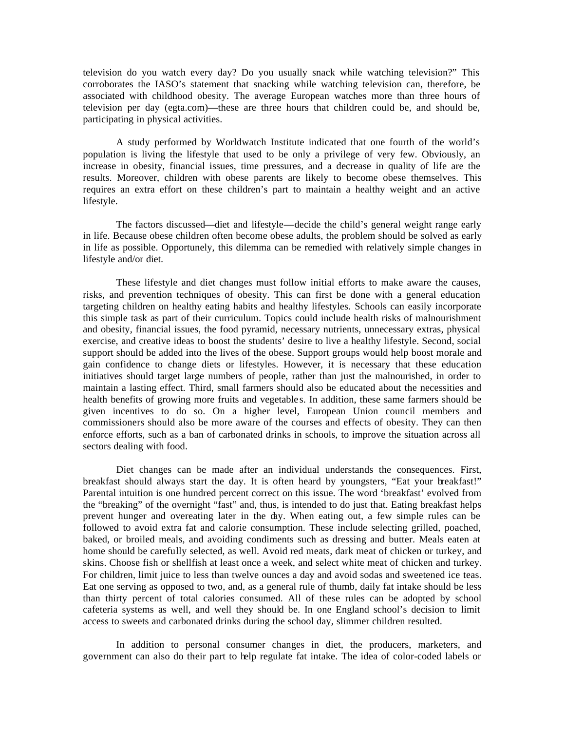television do you watch every day? Do you usually snack while watching television?" This corroborates the IASO's statement that snacking while watching television can, therefore, be associated with childhood obesity. The average European watches more than three hours of television per day (egta.com)—these are three hours that children could be, and should be, participating in physical activities.

A study performed by Worldwatch Institute indicated that one fourth of the world's population is living the lifestyle that used to be only a privilege of very few. Obviously, an increase in obesity, financial issues, time pressures, and a decrease in quality of life are the results. Moreover, children with obese parents are likely to become obese themselves. This requires an extra effort on these children's part to maintain a healthy weight and an active lifestyle.

The factors discussed—diet and lifestyle—decide the child's general weight range early in life. Because obese children often become obese adults, the problem should be solved as early in life as possible. Opportunely, this dilemma can be remedied with relatively simple changes in lifestyle and/or diet.

These lifestyle and diet changes must follow initial efforts to make aware the causes, risks, and prevention techniques of obesity. This can first be done with a general education targeting children on healthy eating habits and healthy lifestyles. Schools can easily incorporate this simple task as part of their curriculum. Topics could include health risks of malnourishment and obesity, financial issues, the food pyramid, necessary nutrients, unnecessary extras, physical exercise, and creative ideas to boost the students' desire to live a healthy lifestyle. Second, social support should be added into the lives of the obese. Support groups would help boost morale and gain confidence to change diets or lifestyles. However, it is necessary that these education initiatives should target large numbers of people, rather than just the malnourished, in order to maintain a lasting effect. Third, small farmers should also be educated about the necessities and health benefits of growing more fruits and vegetables. In addition, these same farmers should be given incentives to do so. On a higher level, European Union council members and commissioners should also be more aware of the courses and effects of obesity. They can then enforce efforts, such as a ban of carbonated drinks in schools, to improve the situation across all sectors dealing with food.

Diet changes can be made after an individual understands the consequences. First, breakfast should always start the day. It is often heard by youngsters, "Eat your breakfast!" Parental intuition is one hundred percent correct on this issue. The word 'breakfast' evolved from the "breaking" of the overnight "fast" and, thus, is intended to do just that. Eating breakfast helps prevent hunger and overeating later in the day. When eating out, a few simple rules can be followed to avoid extra fat and calorie consumption. These include selecting grilled, poached, baked, or broiled meals, and avoiding condiments such as dressing and butter. Meals eaten at home should be carefully selected, as well. Avoid red meats, dark meat of chicken or turkey, and skins. Choose fish or shellfish at least once a week, and select white meat of chicken and turkey. For children, limit juice to less than twelve ounces a day and avoid sodas and sweetened ice teas. Eat one serving as opposed to two, and, as a general rule of thumb, daily fat intake should be less than thirty percent of total calories consumed. All of these rules can be adopted by school cafeteria systems as well, and well they should be. In one England school's decision to limit access to sweets and carbonated drinks during the school day, slimmer children resulted.

In addition to personal consumer changes in diet, the producers, marketers, and government can also do their part to help regulate fat intake. The idea of color-coded labels or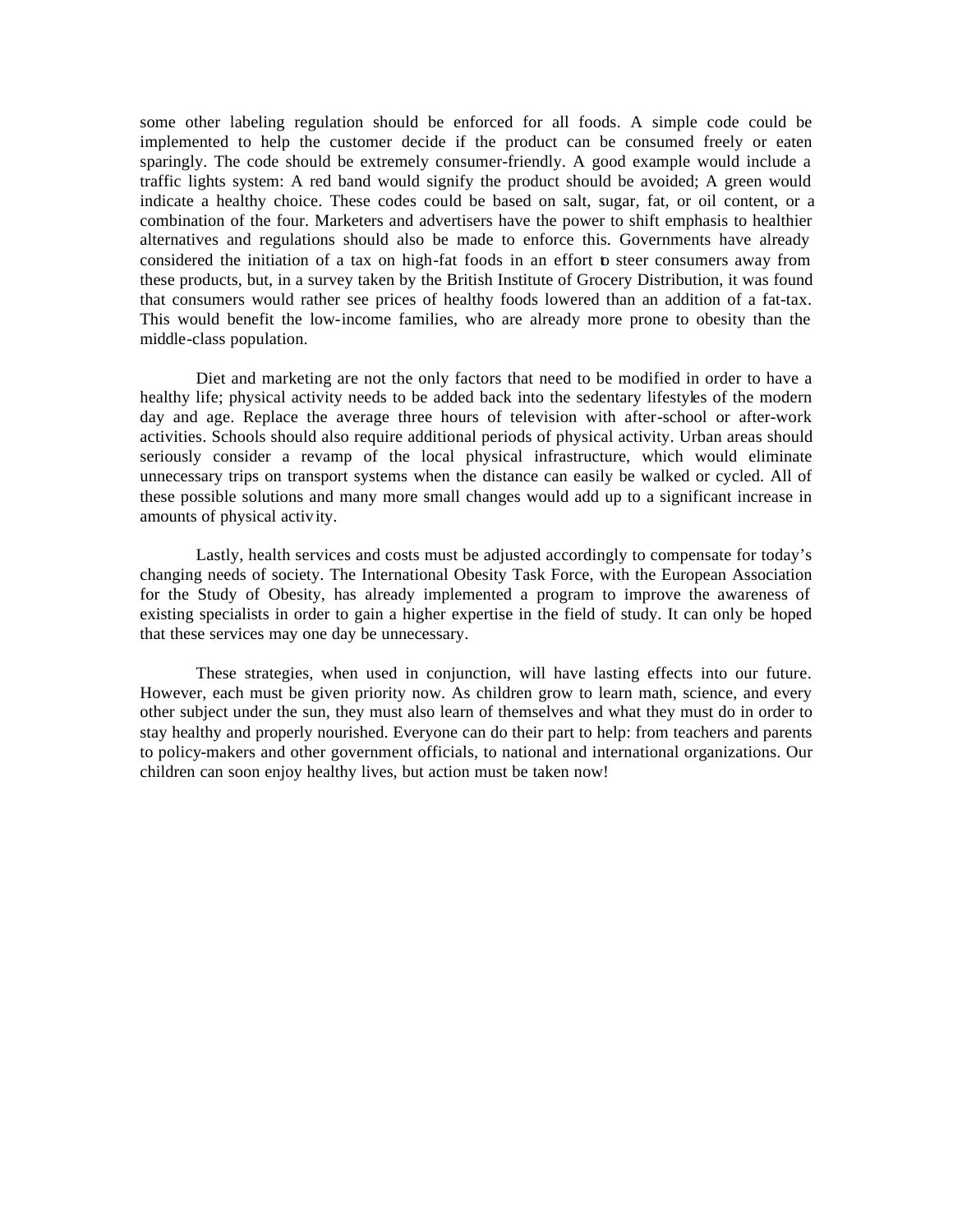some other labeling regulation should be enforced for all foods. A simple code could be implemented to help the customer decide if the product can be consumed freely or eaten sparingly. The code should be extremely consumer-friendly. A good example would include a traffic lights system: A red band would signify the product should be avoided; A green would indicate a healthy choice. These codes could be based on salt, sugar, fat, or oil content, or a combination of the four. Marketers and advertisers have the power to shift emphasis to healthier alternatives and regulations should also be made to enforce this. Governments have already considered the initiation of a tax on high-fat foods in an effort to steer consumers away from these products, but, in a survey taken by the British Institute of Grocery Distribution, it was found that consumers would rather see prices of healthy foods lowered than an addition of a fat-tax. This would benefit the low-income families, who are already more prone to obesity than the middle-class population.

Diet and marketing are not the only factors that need to be modified in order to have a healthy life; physical activity needs to be added back into the sedentary lifestyles of the modern day and age. Replace the average three hours of television with after-school or after-work activities. Schools should also require additional periods of physical activity. Urban areas should seriously consider a revamp of the local physical infrastructure, which would eliminate unnecessary trips on transport systems when the distance can easily be walked or cycled. All of these possible solutions and many more small changes would add up to a significant increase in amounts of physical activity.

Lastly, health services and costs must be adjusted accordingly to compensate for today's changing needs of society. The International Obesity Task Force, with the European Association for the Study of Obesity, has already implemented a program to improve the awareness of existing specialists in order to gain a higher expertise in the field of study. It can only be hoped that these services may one day be unnecessary.

These strategies, when used in conjunction, will have lasting effects into our future. However, each must be given priority now. As children grow to learn math, science, and every other subject under the sun, they must also learn of themselves and what they must do in order to stay healthy and properly nourished. Everyone can do their part to help: from teachers and parents to policy-makers and other government officials, to national and international organizations. Our children can soon enjoy healthy lives, but action must be taken now!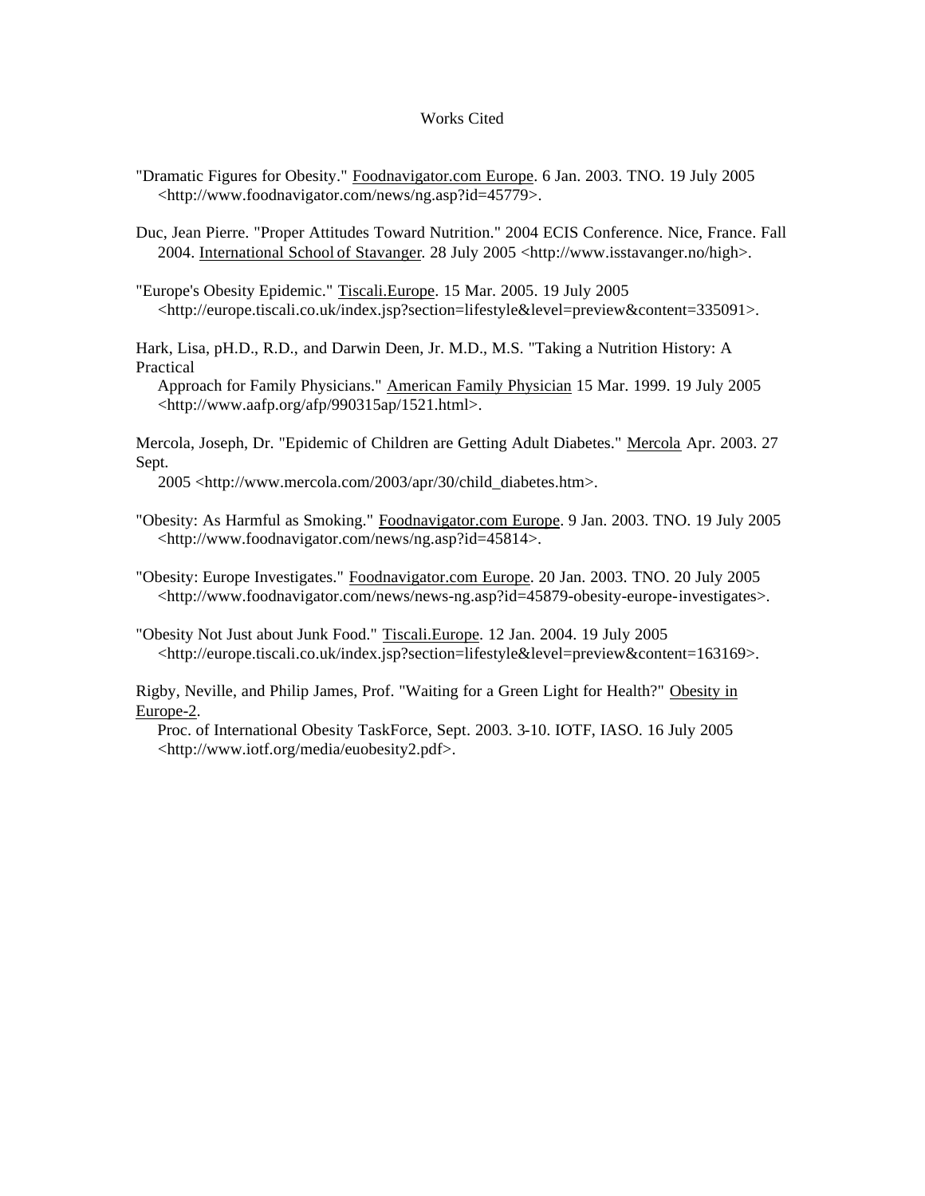# Works Cited

"Dramatic Figures for Obesity." Foodnavigator.com Europe. 6 Jan. 2003. TNO. 19 July 2005 <http://www.foodnavigator.com/news/ng.asp?id=45779>.

Duc, Jean Pierre. "Proper Attitudes Toward Nutrition." 2004 ECIS Conference. Nice, France. Fall 2004. International School of Stavanger. 28 July 2005 <http://www.isstavanger.no/high>.

"Europe's Obesity Epidemic." Tiscali.Europe. 15 Mar. 2005. 19 July 2005 <http://europe.tiscali.co.uk/index.jsp?section=lifestyle&level=preview&content=335091>.

Hark, Lisa, pH.D., R.D., and Darwin Deen, Jr. M.D., M.S. "Taking a Nutrition History: A Practical Approach for Family Physicians." American Family Physician 15 Mar. 1999. 19 July 2005 <http://www.aafp.org/afp/990315ap/1521.html>.

Mercola, Joseph, Dr. "Epidemic of Children are Getting Adult Diabetes." Mercola Apr. 2003. 27 Sept. 2005 <http://www.mercola.com/2003/apr/30/child_diabetes.htm>.

"Obesity: As Harmful as Smoking." Foodnavigator.com Europe. 9 Jan. 2003. TNO. 19 July 2005 <http://www.foodnavigator.com/news/ng.asp?id=45814>.

"Obesity: Europe Investigates." Foodnavigator.com Europe. 20 Jan. 2003. TNO. 20 July 2005 <http://www.foodnavigator.com/news/news-ng.asp?id=45879-obesity-europe-investigates>.

"Obesity Not Just about Junk Food." Tiscali.Europe. 12 Jan. 2004. 19 July 2005 <http://europe.tiscali.co.uk/index.jsp?section=lifestyle&level=preview&content=163169>.

Rigby, Neville, and Philip James, Prof. "Waiting for a Green Light for Health?" Obesity in Europe-2. Proc. of International Obesity TaskForce, Sept. 2003. 3-10. IOTF, IASO. 16 July 2005 <http://www.iotf.org/media/euobesity2.pdf>.